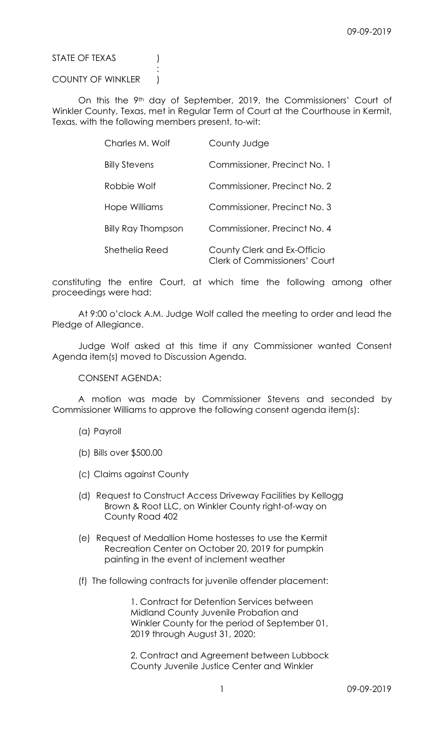STATE OF TEXAS )
:
COUNTY OF WINKLER )

On this the 9th day of September, 2019, the Commissioners' Court of Winkler County, Texas, met in Regular Term of Court at the Courthouse in Kermit, Texas, with the following members present, to-wit:

| | |
|---|---|
| Charles M. Wolf | County Judge |
| Billy Stevens | Commissioner, Precinct No. 1 |
| Robbie Wolf | Commissioner, Precinct No. 2 |
| Hope Williams | Commissioner, Precinct No. 3 |
| Billy Ray Thompson | Commissioner, Precinct No. 4 |
| Shethelia Reed | County Clerk and Ex-Officio Clerk of Commissioners' Court |

constituting the entire Court, at which time the following among other proceedings were had:

At 9:00 o'clock A.M. Judge Wolf called the meeting to order and lead the Pledge of Allegiance.

Judge Wolf asked at this time if any Commissioner wanted Consent Agenda item(s) moved to Discussion Agenda.

CONSENT AGENDA:

A motion was made by Commissioner Stevens and seconded by Commissioner Williams to approve the following consent agenda item(s):

(a) Payroll

(b) Bills over $500.00

(c) Claims against County

(d) Request to Construct Access Driveway Facilities by Kellogg Brown & Root LLC, on Winkler County right-of-way on County Road 402

(e) Request of Medallion Home hostesses to use the Kermit Recreation Center on October 20, 2019 for pumpkin painting in the event of inclement weather

(f) The following contracts for juvenile offender placement:

1. Contract for Detention Services between Midland County Juvenile Probation and Winkler County for the period of September 01, 2019 through August 31, 2020;

2. Contract and Agreement between Lubbock County Juvenile Justice Center and Winkler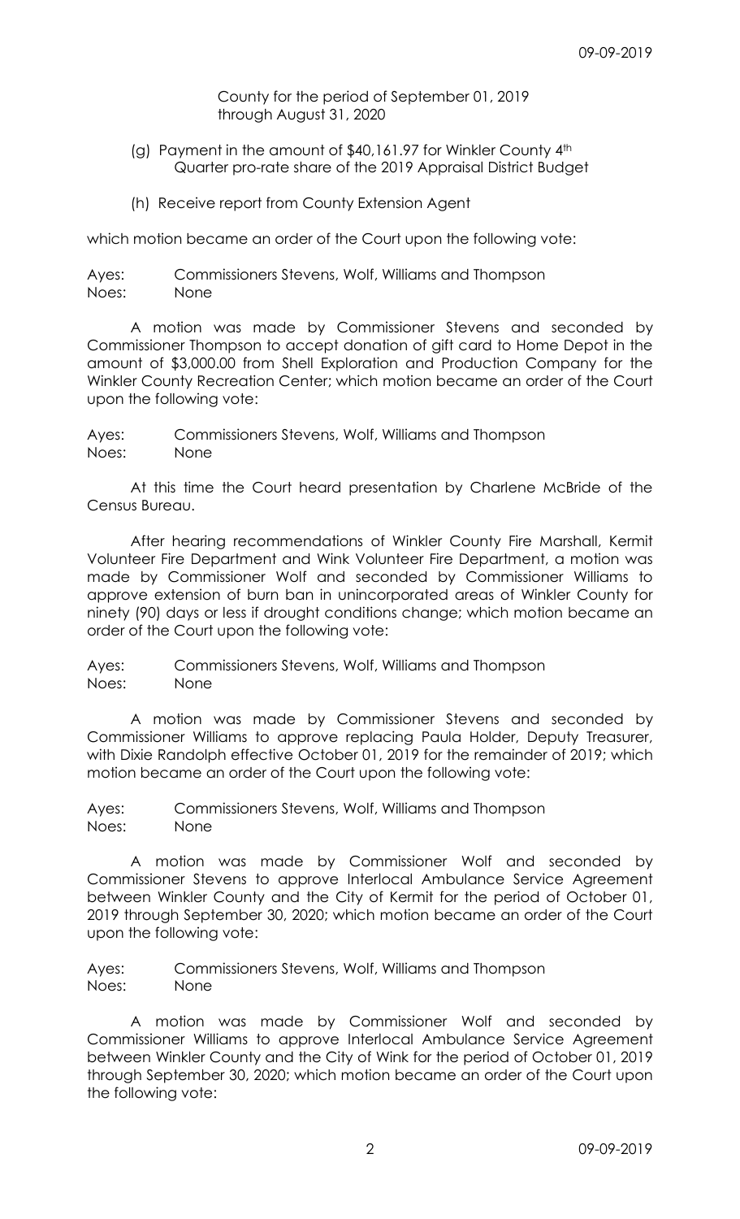County for the period of September 01, 2019 through August 31, 2020

(g) Payment in the amount of $40,161.97 for Winkler County 4th Quarter pro-rate share of the 2019 Appraisal District Budget

(h) Receive report from County Extension Agent

which motion became an order of the Court upon the following vote:

Ayes: Commissioners Stevens, Wolf, Williams and Thompson
Noes: None

A motion was made by Commissioner Stevens and seconded by Commissioner Thompson to accept donation of gift card to Home Depot in the amount of $3,000.00 from Shell Exploration and Production Company for the Winkler County Recreation Center; which motion became an order of the Court upon the following vote:

Ayes: Commissioners Stevens, Wolf, Williams and Thompson
Noes: None

At this time the Court heard presentation by Charlene McBride of the Census Bureau.

After hearing recommendations of Winkler County Fire Marshall, Kermit Volunteer Fire Department and Wink Volunteer Fire Department, a motion was made by Commissioner Wolf and seconded by Commissioner Williams to approve extension of burn ban in unincorporated areas of Winkler County for ninety (90) days or less if drought conditions change; which motion became an order of the Court upon the following vote:

Ayes: Commissioners Stevens, Wolf, Williams and Thompson
Noes: None

A motion was made by Commissioner Stevens and seconded by Commissioner Williams to approve replacing Paula Holder, Deputy Treasurer, with Dixie Randolph effective October 01, 2019 for the remainder of 2019; which motion became an order of the Court upon the following vote:

Ayes: Commissioners Stevens, Wolf, Williams and Thompson
Noes: None

A motion was made by Commissioner Wolf and seconded by Commissioner Stevens to approve Interlocal Ambulance Service Agreement between Winkler County and the City of Kermit for the period of October 01, 2019 through September 30, 2020; which motion became an order of the Court upon the following vote:

Ayes: Commissioners Stevens, Wolf, Williams and Thompson
Noes: None

A motion was made by Commissioner Wolf and seconded by Commissioner Williams to approve Interlocal Ambulance Service Agreement between Winkler County and the City of Wink for the period of October 01, 2019 through September 30, 2020; which motion became an order of the Court upon the following vote: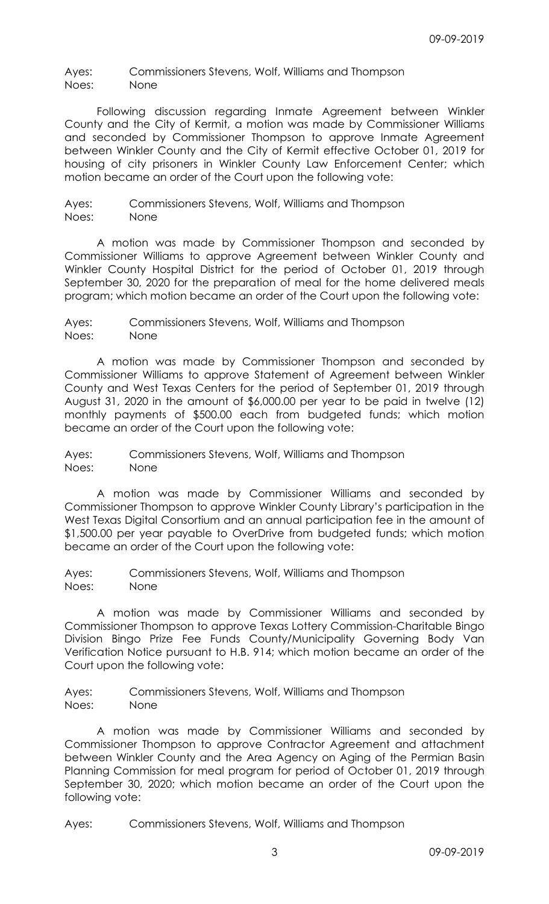Ayes: Commissioners Stevens, Wolf, Williams and Thompson
Noes: None

Following discussion regarding Inmate Agreement between Winkler County and the City of Kermit, a motion was made by Commissioner Williams and seconded by Commissioner Thompson to approve Inmate Agreement between Winkler County and the City of Kermit effective October 01, 2019 for housing of city prisoners in Winkler County Law Enforcement Center; which motion became an order of the Court upon the following vote:

Ayes: Commissioners Stevens, Wolf, Williams and Thompson
Noes: None

A motion was made by Commissioner Thompson and seconded by Commissioner Williams to approve Agreement between Winkler County and Winkler County Hospital District for the period of October 01, 2019 through September 30, 2020 for the preparation of meal for the home delivered meals program; which motion became an order of the Court upon the following vote:

Ayes: Commissioners Stevens, Wolf, Williams and Thompson
Noes: None

A motion was made by Commissioner Thompson and seconded by Commissioner Williams to approve Statement of Agreement between Winkler County and West Texas Centers for the period of September 01, 2019 through August 31, 2020 in the amount of $6,000.00 per year to be paid in twelve (12) monthly payments of $500.00 each from budgeted funds; which motion became an order of the Court upon the following vote:

Ayes: Commissioners Stevens, Wolf, Williams and Thompson
Noes: None

A motion was made by Commissioner Williams and seconded by Commissioner Thompson to approve Winkler County Library's participation in the West Texas Digital Consortium and an annual participation fee in the amount of $1,500.00 per year payable to OverDrive from budgeted funds; which motion became an order of the Court upon the following vote:

Ayes: Commissioners Stevens, Wolf, Williams and Thompson
Noes: None

A motion was made by Commissioner Williams and seconded by Commissioner Thompson to approve Texas Lottery Commission-Charitable Bingo Division Bingo Prize Fee Funds County/Municipality Governing Body Van Verification Notice pursuant to H.B. 914; which motion became an order of the Court upon the following vote:

Ayes: Commissioners Stevens, Wolf, Williams and Thompson
Noes: None

A motion was made by Commissioner Williams and seconded by Commissioner Thompson to approve Contractor Agreement and attachment between Winkler County and the Area Agency on Aging of the Permian Basin Planning Commission for meal program for period of October 01, 2019 through September 30, 2020; which motion became an order of the Court upon the following vote:

Ayes: Commissioners Stevens, Wolf, Williams and Thompson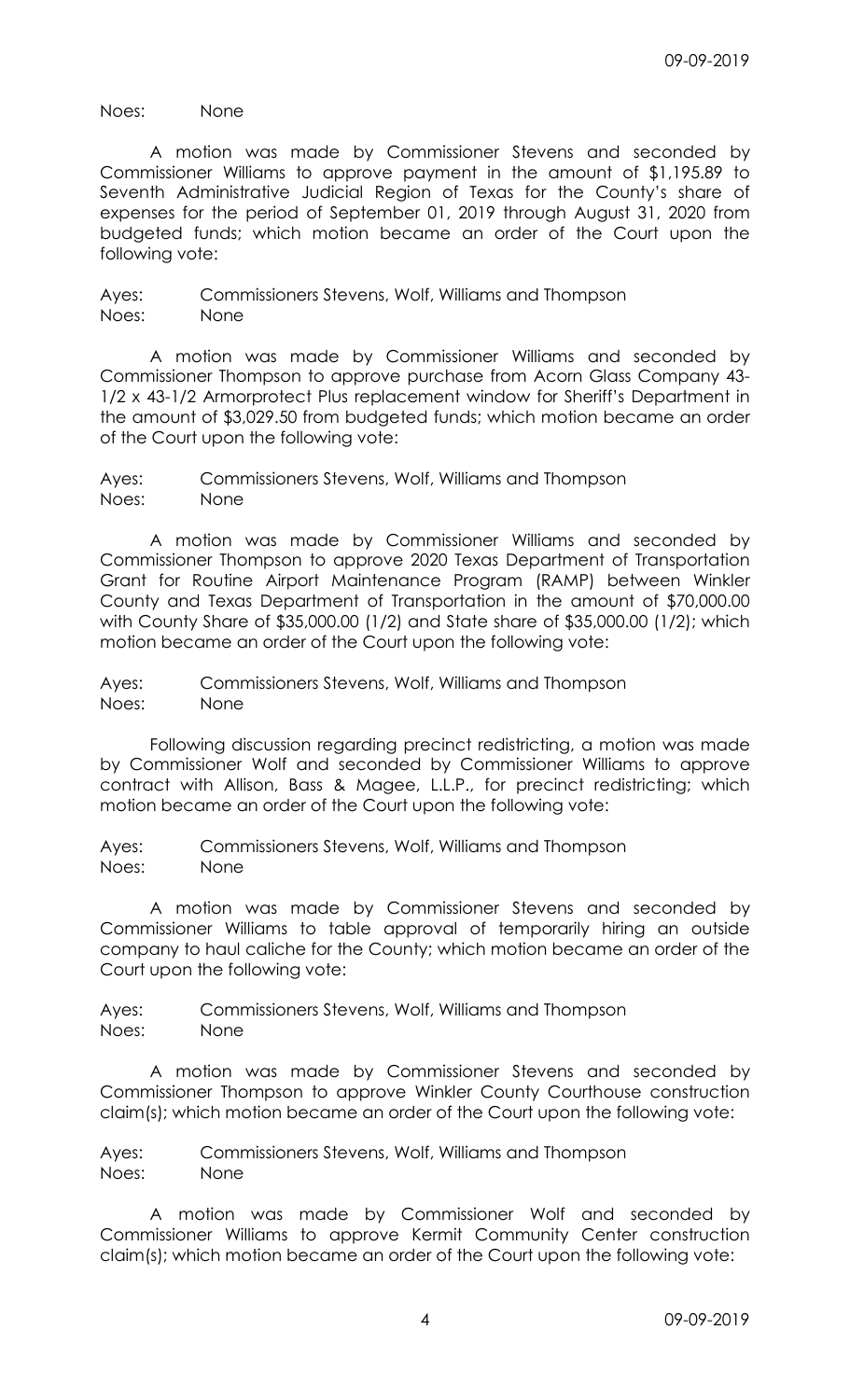Noes: None

A motion was made by Commissioner Stevens and seconded by Commissioner Williams to approve payment in the amount of $1,195.89 to Seventh Administrative Judicial Region of Texas for the County's share of expenses for the period of September 01, 2019 through August 31, 2020 from budgeted funds; which motion became an order of the Court upon the following vote:

Ayes: Commissioners Stevens, Wolf, Williams and Thompson
Noes: None

A motion was made by Commissioner Williams and seconded by Commissioner Thompson to approve purchase from Acorn Glass Company 43-1/2 x 43-1/2 Armorprotect Plus replacement window for Sheriff's Department in the amount of $3,029.50 from budgeted funds; which motion became an order of the Court upon the following vote:

Ayes: Commissioners Stevens, Wolf, Williams and Thompson
Noes: None

A motion was made by Commissioner Williams and seconded by Commissioner Thompson to approve 2020 Texas Department of Transportation Grant for Routine Airport Maintenance Program (RAMP) between Winkler County and Texas Department of Transportation in the amount of $70,000.00 with County Share of $35,000.00 (1/2) and State share of $35,000.00 (1/2); which motion became an order of the Court upon the following vote:

Ayes: Commissioners Stevens, Wolf, Williams and Thompson
Noes: None

Following discussion regarding precinct redistricting, a motion was made by Commissioner Wolf and seconded by Commissioner Williams to approve contract with Allison, Bass & Magee, L.L.P., for precinct redistricting; which motion became an order of the Court upon the following vote:

Ayes: Commissioners Stevens, Wolf, Williams and Thompson
Noes: None

A motion was made by Commissioner Stevens and seconded by Commissioner Williams to table approval of temporarily hiring an outside company to haul caliche for the County; which motion became an order of the Court upon the following vote:

Ayes: Commissioners Stevens, Wolf, Williams and Thompson
Noes: None

A motion was made by Commissioner Stevens and seconded by Commissioner Thompson to approve Winkler County Courthouse construction claim(s); which motion became an order of the Court upon the following vote:

Ayes: Commissioners Stevens, Wolf, Williams and Thompson
Noes: None

A motion was made by Commissioner Wolf and seconded by Commissioner Williams to approve Kermit Community Center construction claim(s); which motion became an order of the Court upon the following vote: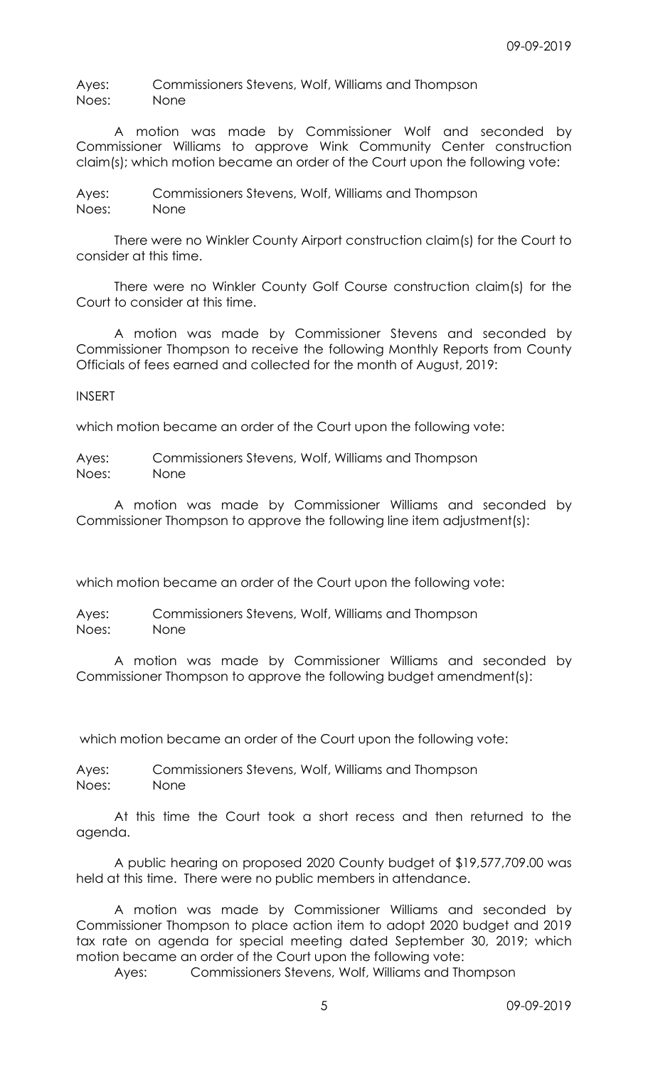Ayes: Commissioners Stevens, Wolf, Williams and Thompson
Noes: None

A motion was made by Commissioner Wolf and seconded by Commissioner Williams to approve Wink Community Center construction claim(s); which motion became an order of the Court upon the following vote:

Ayes: Commissioners Stevens, Wolf, Williams and Thompson
Noes: None

There were no Winkler County Airport construction claim(s) for the Court to consider at this time.

There were no Winkler County Golf Course construction claim(s) for the Court to consider at this time.

A motion was made by Commissioner Stevens and seconded by Commissioner Thompson to receive the following Monthly Reports from County Officials of fees earned and collected for the month of August, 2019:

INSERT

which motion became an order of the Court upon the following vote:

Ayes: Commissioners Stevens, Wolf, Williams and Thompson
Noes: None

A motion was made by Commissioner Williams and seconded by Commissioner Thompson to approve the following line item adjustment(s):

which motion became an order of the Court upon the following vote:

Ayes: Commissioners Stevens, Wolf, Williams and Thompson
Noes: None

A motion was made by Commissioner Williams and seconded by Commissioner Thompson to approve the following budget amendment(s):

which motion became an order of the Court upon the following vote:

Ayes: Commissioners Stevens, Wolf, Williams and Thompson
Noes: None

At this time the Court took a short recess and then returned to the agenda.

A public hearing on proposed 2020 County budget of $19,577,709.00 was held at this time. There were no public members in attendance.

A motion was made by Commissioner Williams and seconded by Commissioner Thompson to place action item to adopt 2020 budget and 2019 tax rate on agenda for special meeting dated September 30, 2019; which motion became an order of the Court upon the following vote:

Ayes: Commissioners Stevens, Wolf, Williams and Thompson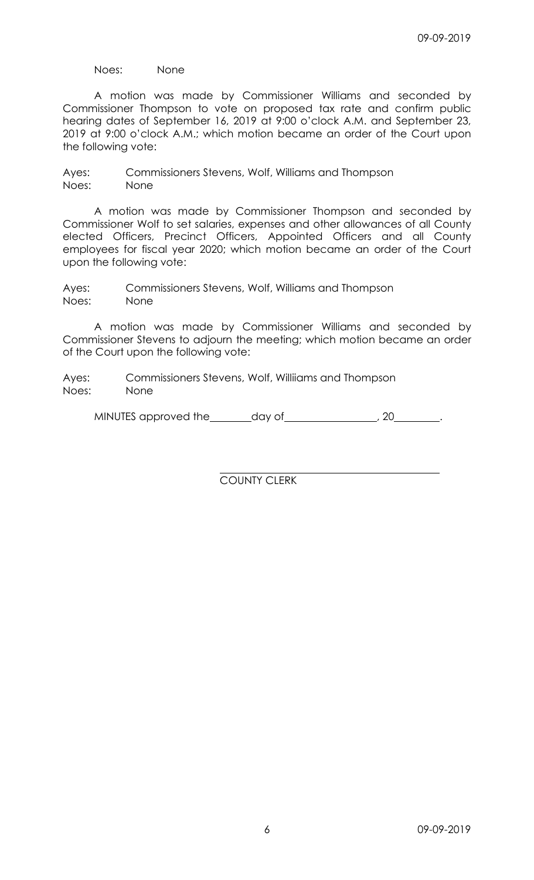Noes: None

A motion was made by Commissioner Williams and seconded by Commissioner Thompson to vote on proposed tax rate and confirm public hearing dates of September 16, 2019 at 9:00 o'clock A.M. and September 23, 2019 at 9:00 o'clock A.M.; which motion became an order of the Court upon the following vote:

Ayes: Commissioners Stevens, Wolf, Williams and Thompson
Noes: None

A motion was made by Commissioner Thompson and seconded by Commissioner Wolf to set salaries, expenses and other allowances of all County elected Officers, Precinct Officers, Appointed Officers and all County employees for fiscal year 2020; which motion became an order of the Court upon the following vote:

Ayes: Commissioners Stevens, Wolf, Williams and Thompson
Noes: None

A motion was made by Commissioner Williams and seconded by Commissioner Stevens to adjourn the meeting; which motion became an order of the Court upon the following vote:

Ayes: Commissioners Stevens, Wolf, Williiams and Thompson
Noes: None

MINUTES approved the\_\_\_\_\_\_\_day of\_\_\_\_\_\_\_\_\_\_\_\_\_\_\_\_, 20\_\_\_\_\_\_\_\_.

\_\_\_\_\_\_\_\_\_\_\_\_\_\_\_\_\_\_\_\_\_\_\_\_\_\_\_\_\_\_\_\_\_\_\_\_\_\_\_\_

COUNTY CLERK